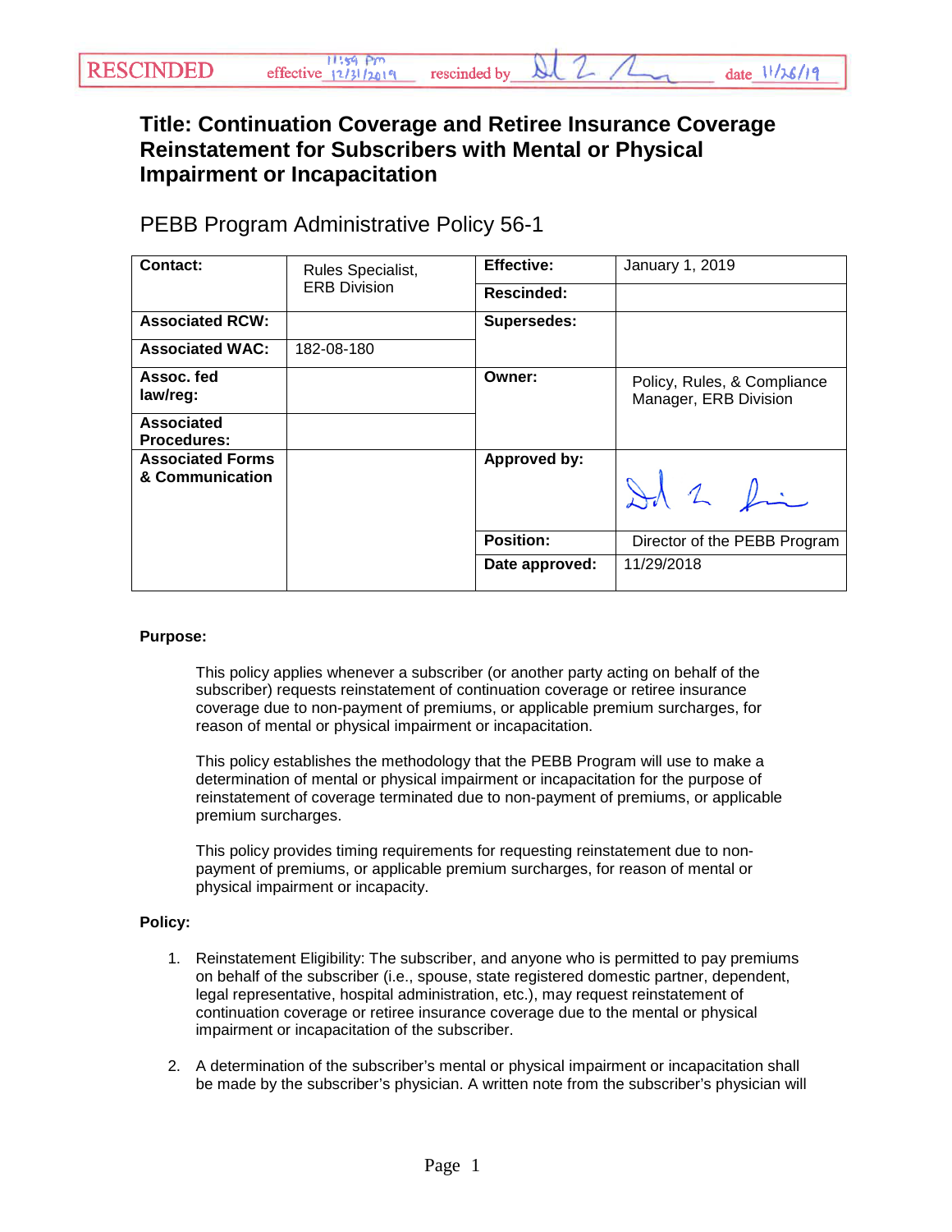RESCINDED effective 11:59 pm 12/31/2019 rescinded by [signature] date 11/26/19

# Title: Continuation Coverage and Retiree Insurance Coverage Reinstatement for Subscribers with Mental or Physical Impairment or Incapacitation

## PEBB Program Administrative Policy 56-1

| **Contact:** | Rules Specialist, ERB Division | **Effective:** | January 1, 2019 |
|---|---|---|---|
| | | **Rescinded:** | |
| **Associated RCW:** | | **Supersedes:** | |
| **Associated WAC:** | 182-08-180 | | |
| **Assoc. fed law/reg:** | | **Owner:** | Policy, Rules, & Compliance Manager, ERB Division |
| **Associated Procedures:** | | | |
| **Associated Forms & Communication** | | **Approved by:** | [signature] |
| | | **Position:** | Director of the PEBB Program |
| | | **Date approved:** | 11/29/2018 |

**Purpose:**

This policy applies whenever a subscriber (or another party acting on behalf of the subscriber) requests reinstatement of continuation coverage or retiree insurance coverage due to non-payment of premiums, or applicable premium surcharges, for reason of mental or physical impairment or incapacitation.

This policy establishes the methodology that the PEBB Program will use to make a determination of mental or physical impairment or incapacitation for the purpose of reinstatement of coverage terminated due to non-payment of premiums, or applicable premium surcharges.

This policy provides timing requirements for requesting reinstatement due to non-payment of premiums, or applicable premium surcharges, for reason of mental or physical impairment or incapacity.

**Policy:**

1. Reinstatement Eligibility: The subscriber, and anyone who is permitted to pay premiums on behalf of the subscriber (i.e., spouse, state registered domestic partner, dependent, legal representative, hospital administration, etc.), may request reinstatement of continuation coverage or retiree insurance coverage due to the mental or physical impairment or incapacitation of the subscriber.

2. A determination of the subscriber's mental or physical impairment or incapacitation shall be made by the subscriber's physician. A written note from the subscriber's physician will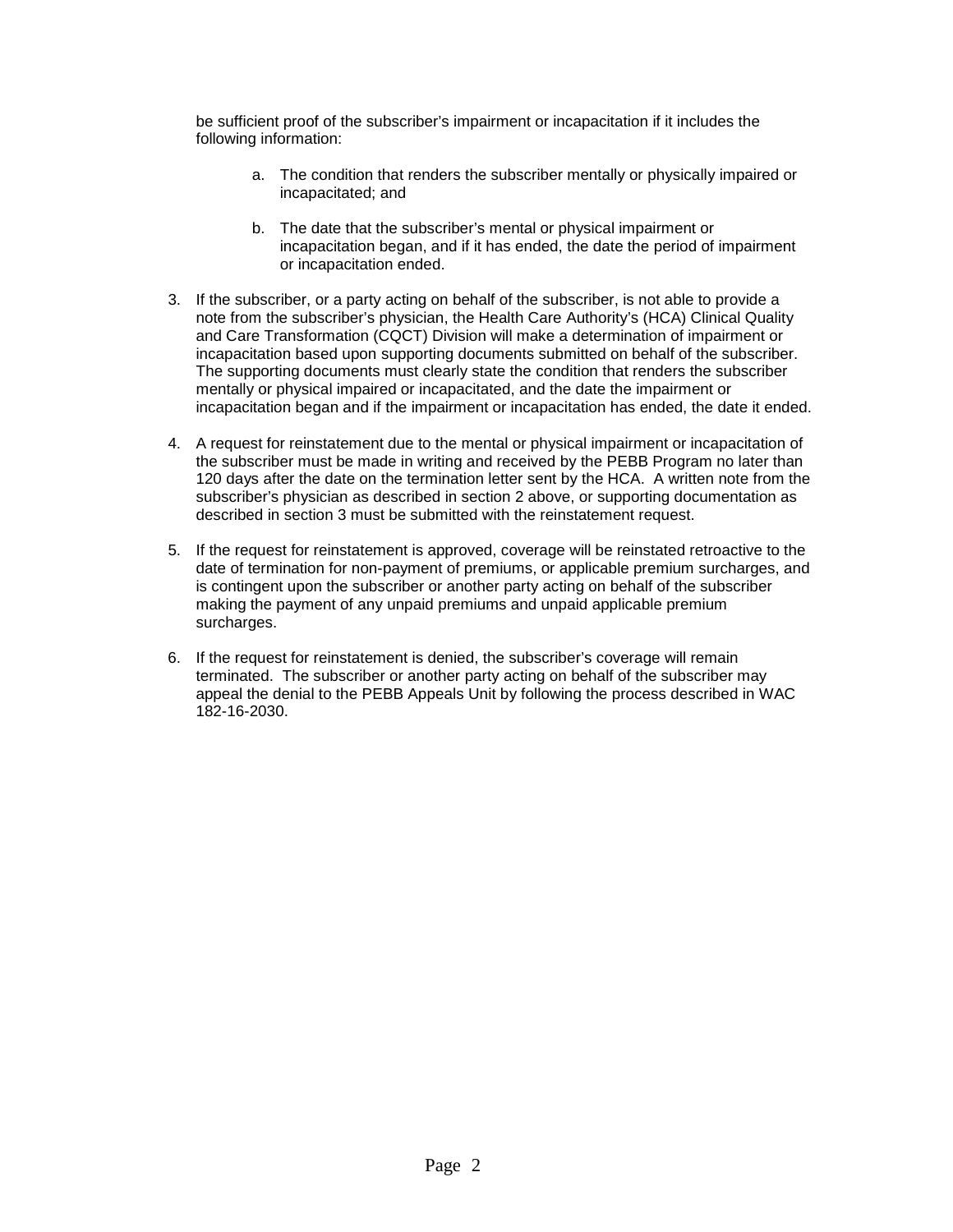be sufficient proof of the subscriber's impairment or incapacitation if it includes the following information:

   a. The condition that renders the subscriber mentally or physically impaired or incapacitated; and

   b. The date that the subscriber's mental or physical impairment or incapacitation began, and if it has ended, the date the period of impairment or incapacitation ended.

3. If the subscriber, or a party acting on behalf of the subscriber, is not able to provide a note from the subscriber's physician, the Health Care Authority's (HCA) Clinical Quality and Care Transformation (CQCT) Division will make a determination of impairment or incapacitation based upon supporting documents submitted on behalf of the subscriber. The supporting documents must clearly state the condition that renders the subscriber mentally or physical impaired or incapacitated, and the date the impairment or incapacitation began and if the impairment or incapacitation has ended, the date it ended.

4. A request for reinstatement due to the mental or physical impairment or incapacitation of the subscriber must be made in writing and received by the PEBB Program no later than 120 days after the date on the termination letter sent by the HCA. A written note from the subscriber's physician as described in section 2 above, or supporting documentation as described in section 3 must be submitted with the reinstatement request.

5. If the request for reinstatement is approved, coverage will be reinstated retroactive to the date of termination for non-payment of premiums, or applicable premium surcharges, and is contingent upon the subscriber or another party acting on behalf of the subscriber making the payment of any unpaid premiums and unpaid applicable premium surcharges.

6. If the request for reinstatement is denied, the subscriber's coverage will remain terminated. The subscriber or another party acting on behalf of the subscriber may appeal the denial to the PEBB Appeals Unit by following the process described in WAC 182-16-2030.